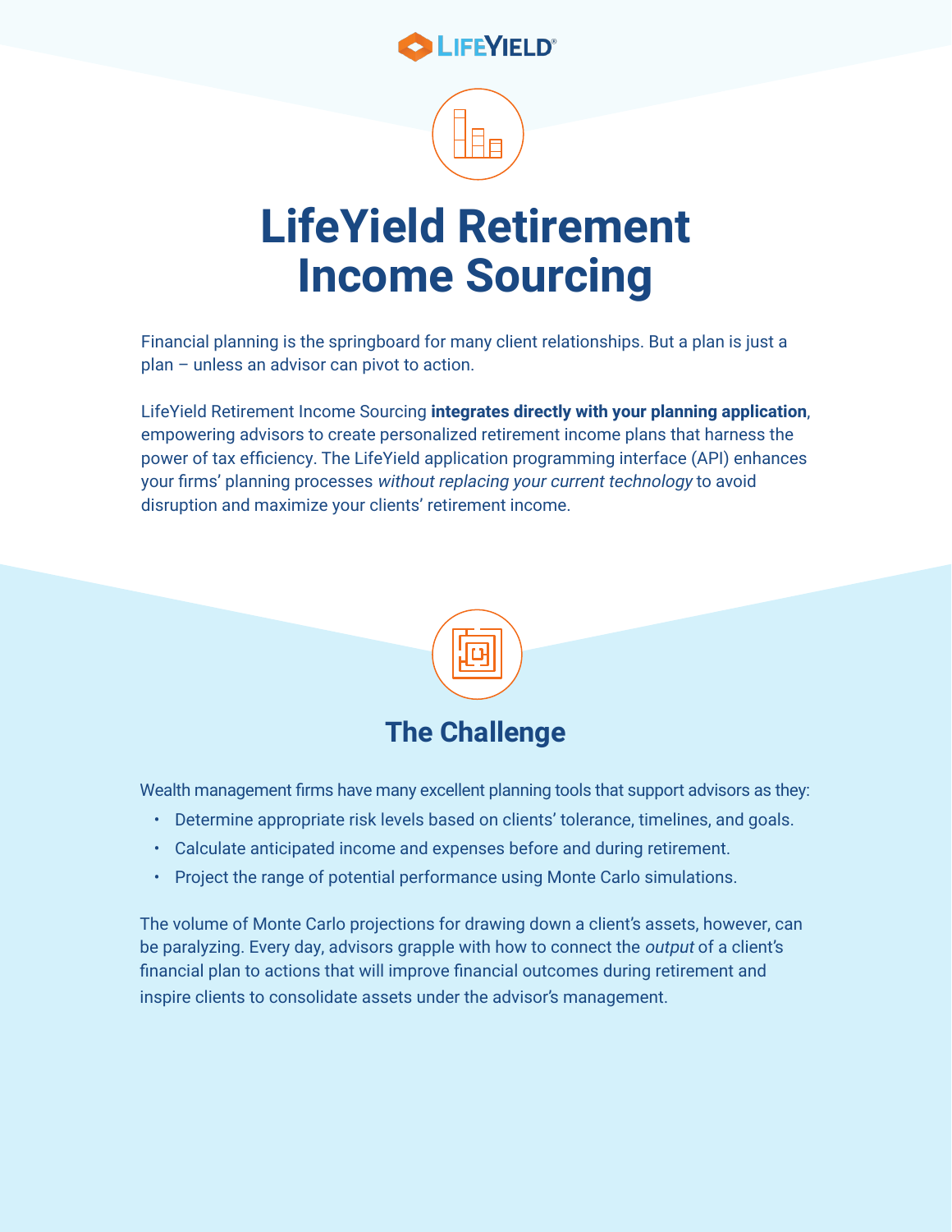# LifeYield Retirement Income Sourcing

Financial planning is the springboard for many client relationships. But a plan is just a plan – unless an advisor can pivot to action.

LifeYield Retirement Income Sourcing **integrates directly with your planning application**, empowering advisors to create personalized retirement income plans that harness the power of tax efficiency. The LifeYield application programming interface (API) enhances your firms' planning processes *without replacing your current technology* to avoid disruption and maximize your clients' retirement income.

## The Challenge

Wealth management firms have many excellent planning tools that support advisors as they:

- Determine appropriate risk levels based on clients' tolerance, timelines, and goals.
- Calculate anticipated income and expenses before and during retirement.
- Project the range of potential performance using Monte Carlo simulations.

The volume of Monte Carlo projections for drawing down a client's assets, however, can be paralyzing. Every day, advisors grapple with how to connect the *output* of a client's financial plan to actions that will improve financial outcomes during retirement and inspire clients to consolidate assets under the advisor's management.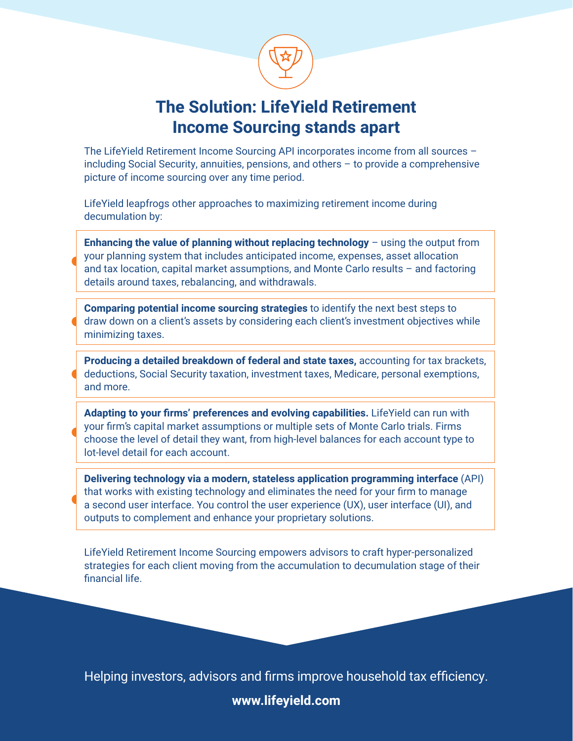## The Solution: LifeYield Retirement Income Sourcing stands apart

The LifeYield Retirement Income Sourcing API incorporates income from all sources – including Social Security, annuities, pensions, and others – to provide a comprehensive picture of income sourcing over any time period.

LifeYield leapfrogs other approaches to maximizing retirement income during decumulation by:

- **Enhancing the value of planning without replacing technology** – using the output from your planning system that includes anticipated income, expenses, asset allocation and tax location, capital market assumptions, and Monte Carlo results – and factoring details around taxes, rebalancing, and withdrawals.
- **Comparing potential income sourcing strategies** to identify the next best steps to draw down on a client's assets by considering each client's investment objectives while minimizing taxes.
- **Producing a detailed breakdown of federal and state taxes,** accounting for tax brackets, deductions, Social Security taxation, investment taxes, Medicare, personal exemptions, and more.
- **Adapting to your firms' preferences and evolving capabilities.** LifeYield can run with your firm's capital market assumptions or multiple sets of Monte Carlo trials. Firms choose the level of detail they want, from high-level balances for each account type to lot-level detail for each account.
- **Delivering technology via a modern, stateless application programming interface** (API) that works with existing technology and eliminates the need for your firm to manage a second user interface. You control the user experience (UX), user interface (UI), and outputs to complement and enhance your proprietary solutions.

LifeYield Retirement Income Sourcing empowers advisors to craft hyper-personalized strategies for each client moving from the accumulation to decumulation stage of their financial life.

Helping investors, advisors and firms improve household tax efficiency.

**www.lifeyield.com**